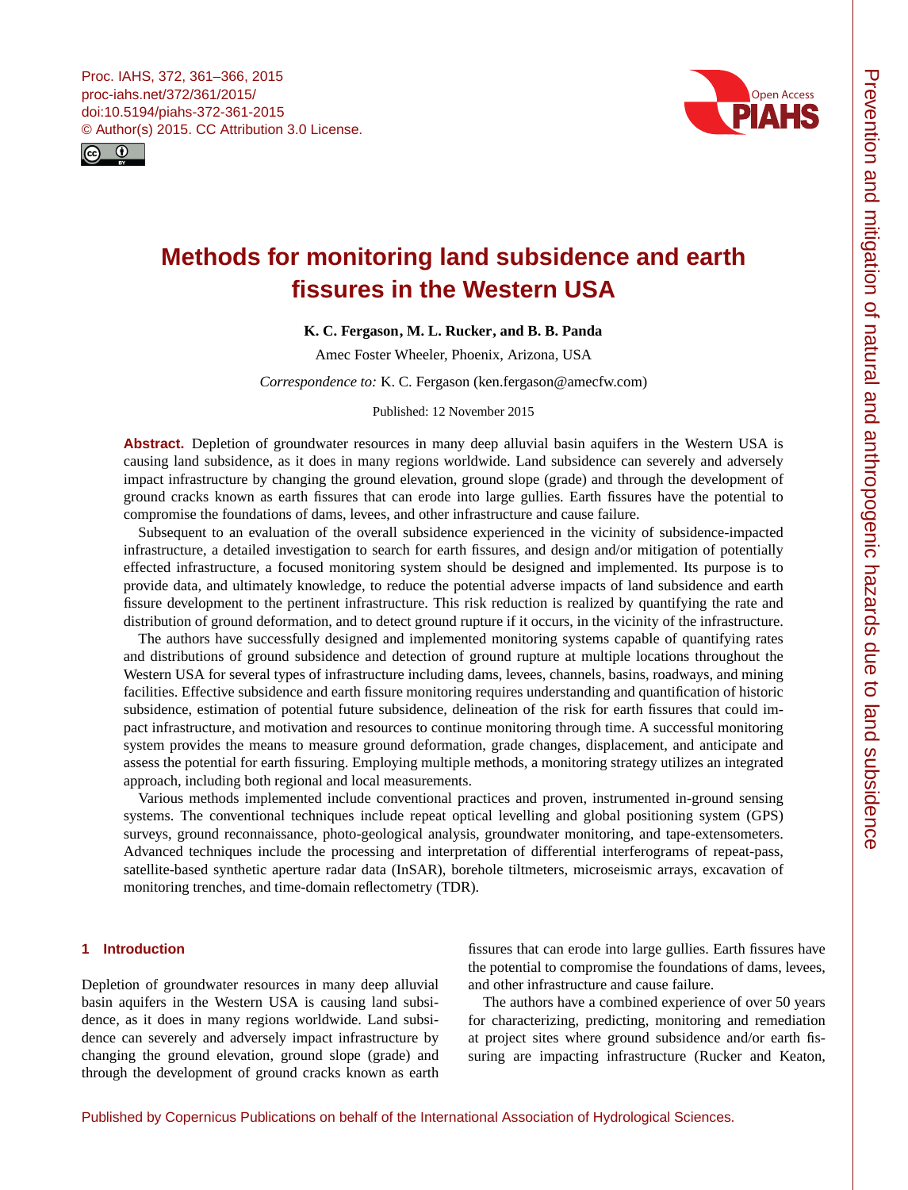# Methods for monitoring land subsidence and earth fissures in the Western USA

**K. C. Fergason, M. L. Rucker, and B. B. Panda**

Amec Foster Wheeler, Phoenix, Arizona, USA

*Correspondence to:* K. C. Fergason (ken.fergason@amecfw.com)

Published: 12 November 2015

**Abstract.** Depletion of groundwater resources in many deep alluvial basin aquifers in the Western USA is causing land subsidence, as it does in many regions worldwide. Land subsidence can severely and adversely impact infrastructure by changing the ground elevation, ground slope (grade) and through the development of ground cracks known as earth fissures that can erode into large gullies. Earth fissures have the potential to compromise the foundations of dams, levees, and other infrastructure and cause failure.

Subsequent to an evaluation of the overall subsidence experienced in the vicinity of subsidence-impacted infrastructure, a detailed investigation to search for earth fissures, and design and/or mitigation of potentially effected infrastructure, a focused monitoring system should be designed and implemented. Its purpose is to provide data, and ultimately knowledge, to reduce the potential adverse impacts of land subsidence and earth fissure development to the pertinent infrastructure. This risk reduction is realized by quantifying the rate and distribution of ground deformation, and to detect ground rupture if it occurs, in the vicinity of the infrastructure.

The authors have successfully designed and implemented monitoring systems capable of quantifying rates and distributions of ground subsidence and detection of ground rupture at multiple locations throughout the Western USA for several types of infrastructure including dams, levees, channels, basins, roadways, and mining facilities. Effective subsidence and earth fissure monitoring requires understanding and quantification of historic subsidence, estimation of potential future subsidence, delineation of the risk for earth fissures that could impact infrastructure, and motivation and resources to continue monitoring through time. A successful monitoring system provides the means to measure ground deformation, grade changes, displacement, and anticipate and assess the potential for earth fissuring. Employing multiple methods, a monitoring strategy utilizes an integrated approach, including both regional and local measurements.

Various methods implemented include conventional practices and proven, instrumented in-ground sensing systems. The conventional techniques include repeat optical levelling and global positioning system (GPS) surveys, ground reconnaissance, photo-geological analysis, groundwater monitoring, and tape-extensometers. Advanced techniques include the processing and interpretation of differential interferograms of repeat-pass, satellite-based synthetic aperture radar data (InSAR), borehole tiltmeters, microseismic arrays, excavation of monitoring trenches, and time-domain reflectometry (TDR).

## 1 Introduction

Depletion of groundwater resources in many deep alluvial basin aquifers in the Western USA is causing land subsidence, as it does in many regions worldwide. Land subsidence can severely and adversely impact infrastructure by changing the ground elevation, ground slope (grade) and through the development of ground cracks known as earth fissures that can erode into large gullies. Earth fissures have the potential to compromise the foundations of dams, levees, and other infrastructure and cause failure.

The authors have a combined experience of over 50 years for characterizing, predicting, monitoring and remediation at project sites where ground subsidence and/or earth fissuring are impacting infrastructure (Rucker and Keaton,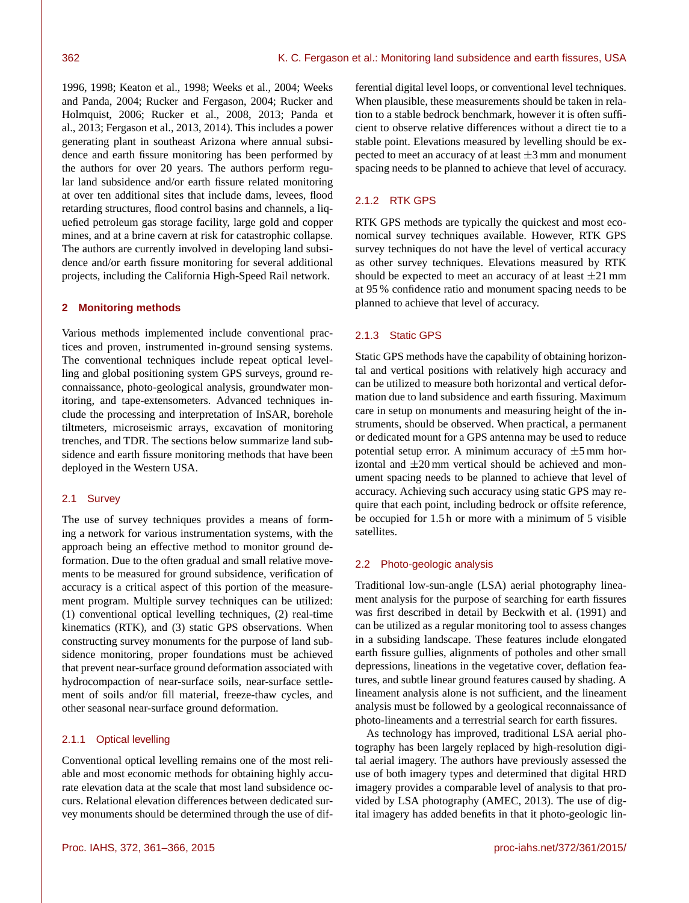1996, 1998; Keaton et al., 1998; Weeks et al., 2004; Weeks and Panda, 2004; Rucker and Fergason, 2004; Rucker and Holmquist, 2006; Rucker et al., 2008, 2013; Panda et al., 2013; Fergason et al., 2013, 2014). This includes a power generating plant in southeast Arizona where annual subsidence and earth fissure monitoring has been performed by the authors for over 20 years. The authors perform regular land subsidence and/or earth fissure related monitoring at over ten additional sites that include dams, levees, flood retarding structures, flood control basins and channels, a liquefied petroleum gas storage facility, large gold and copper mines, and at a brine cavern at risk for catastrophic collapse. The authors are currently involved in developing land subsidence and/or earth fissure monitoring for several additional projects, including the California High-Speed Rail network.

## 2 Monitoring methods

Various methods implemented include conventional practices and proven, instrumented in-ground sensing systems. The conventional techniques include repeat optical levelling and global positioning system GPS surveys, ground reconnaissance, photo-geological analysis, groundwater monitoring, and tape-extensometers. Advanced techniques include the processing and interpretation of InSAR, borehole tiltmeters, microseismic arrays, excavation of monitoring trenches, and TDR. The sections below summarize land subsidence and earth fissure monitoring methods that have been deployed in the Western USA.

### 2.1 Survey

The use of survey techniques provides a means of forming a network for various instrumentation systems, with the approach being an effective method to monitor ground deformation. Due to the often gradual and small relative movements to be measured for ground subsidence, verification of accuracy is a critical aspect of this portion of the measurement program. Multiple survey techniques can be utilized: (1) conventional optical levelling techniques, (2) real-time kinematics (RTK), and (3) static GPS observations. When constructing survey monuments for the purpose of land subsidence monitoring, proper foundations must be achieved that prevent near-surface ground deformation associated with hydrocompaction of near-surface soils, near-surface settlement of soils and/or fill material, freeze-thaw cycles, and other seasonal near-surface ground deformation.

#### 2.1.1 Optical levelling

Conventional optical levelling remains one of the most reliable and most economic methods for obtaining highly accurate elevation data at the scale that most land subsidence occurs. Relational elevation differences between dedicated survey monuments should be determined through the use of differential digital level loops, or conventional level techniques. When plausible, these measurements should be taken in relation to a stable bedrock benchmark, however it is often sufficient to observe relative differences without a direct tie to a stable point. Elevations measured by levelling should be expected to meet an accuracy of at least ±3 mm and monument spacing needs to be planned to achieve that level of accuracy.

#### 2.1.2 RTK GPS

RTK GPS methods are typically the quickest and most economical survey techniques available. However, RTK GPS survey techniques do not have the level of vertical accuracy as other survey techniques. Elevations measured by RTK should be expected to meet an accuracy of at least ±21 mm at 95 % confidence ratio and monument spacing needs to be planned to achieve that level of accuracy.

#### 2.1.3 Static GPS

Static GPS methods have the capability of obtaining horizontal and vertical positions with relatively high accuracy and can be utilized to measure both horizontal and vertical deformation due to land subsidence and earth fissuring. Maximum care in setup on monuments and measuring height of the instruments, should be observed. When practical, a permanent or dedicated mount for a GPS antenna may be used to reduce potential setup error. A minimum accuracy of ±5 mm horizontal and ±20 mm vertical should be achieved and monument spacing needs to be planned to achieve that level of accuracy. Achieving such accuracy using static GPS may require that each point, including bedrock or offsite reference, be occupied for 1.5 h or more with a minimum of 5 visible satellites.

### 2.2 Photo-geologic analysis

Traditional low-sun-angle (LSA) aerial photography lineament analysis for the purpose of searching for earth fissures was first described in detail by Beckwith et al. (1991) and can be utilized as a regular monitoring tool to assess changes in a subsiding landscape. These features include elongated earth fissure gullies, alignments of potholes and other small depressions, lineations in the vegetative cover, deflation features, and subtle linear ground features caused by shading. A lineament analysis alone is not sufficient, and the lineament analysis must be followed by a geological reconnaissance of photo-lineaments and a terrestrial search for earth fissures.

As technology has improved, traditional LSA aerial photography has been largely replaced by high-resolution digital aerial imagery. The authors have previously assessed the use of both imagery types and determined that digital HRD imagery provides a comparable level of analysis to that provided by LSA photography (AMEC, 2013). The use of digital imagery has added benefits in that it photo-geologic lin-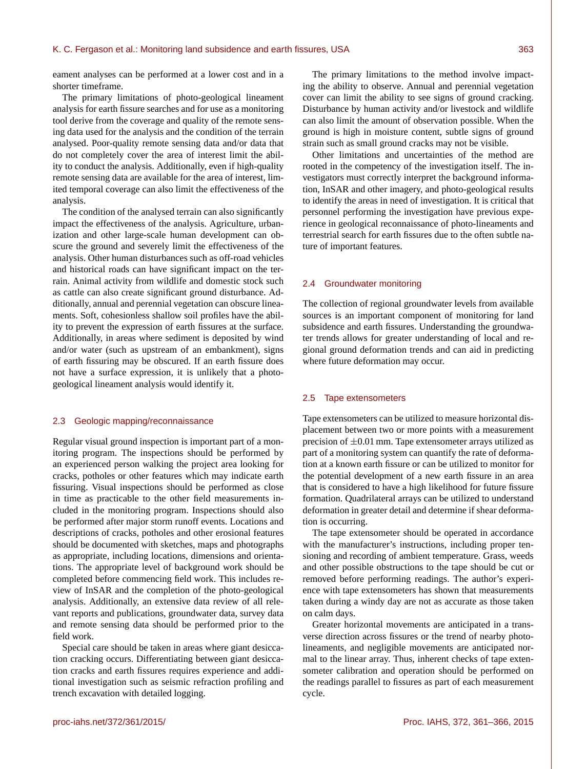eament analyses can be performed at a lower cost and in a shorter timeframe.

The primary limitations of photo-geological lineament analysis for earth fissure searches and for use as a monitoring tool derive from the coverage and quality of the remote sensing data used for the analysis and the condition of the terrain analysed. Poor-quality remote sensing data and/or data that do not completely cover the area of interest limit the ability to conduct the analysis. Additionally, even if high-quality remote sensing data are available for the area of interest, limited temporal coverage can also limit the effectiveness of the analysis.

The condition of the analysed terrain can also significantly impact the effectiveness of the analysis. Agriculture, urbanization and other large-scale human development can obscure the ground and severely limit the effectiveness of the analysis. Other human disturbances such as off-road vehicles and historical roads can have significant impact on the terrain. Animal activity from wildlife and domestic stock such as cattle can also create significant ground disturbance. Additionally, annual and perennial vegetation can obscure lineaments. Soft, cohesionless shallow soil profiles have the ability to prevent the expression of earth fissures at the surface. Additionally, in areas where sediment is deposited by wind and/or water (such as upstream of an embankment), signs of earth fissuring may be obscured. If an earth fissure does not have a surface expression, it is unlikely that a photo-geological lineament analysis would identify it.

### 2.3 Geologic mapping/reconnaissance

Regular visual ground inspection is important part of a monitoring program. The inspections should be performed by an experienced person walking the project area looking for cracks, potholes or other features which may indicate earth fissuring. Visual inspections should be performed as close in time as practicable to the other field measurements included in the monitoring program. Inspections should also be performed after major storm runoff events. Locations and descriptions of cracks, potholes and other erosional features should be documented with sketches, maps and photographs as appropriate, including locations, dimensions and orientations. The appropriate level of background work should be completed before commencing field work. This includes review of InSAR and the completion of the photo-geological analysis. Additionally, an extensive data review of all relevant reports and publications, groundwater data, survey data and remote sensing data should be performed prior to the field work.

Special care should be taken in areas where giant desiccation cracking occurs. Differentiating between giant desiccation cracks and earth fissures requires experience and additional investigation such as seismic refraction profiling and trench excavation with detailed logging.

The primary limitations to the method involve impacting the ability to observe. Annual and perennial vegetation cover can limit the ability to see signs of ground cracking. Disturbance by human activity and/or livestock and wildlife can also limit the amount of observation possible. When the ground is high in moisture content, subtle signs of ground strain such as small ground cracks may not be visible.

Other limitations and uncertainties of the method are rooted in the competency of the investigation itself. The investigators must correctly interpret the background information, InSAR and other imagery, and photo-geological results to identify the areas in need of investigation. It is critical that personnel performing the investigation have previous experience in geological reconnaissance of photo-lineaments and terrestrial search for earth fissures due to the often subtle nature of important features.

### 2.4 Groundwater monitoring

The collection of regional groundwater levels from available sources is an important component of monitoring for land subsidence and earth fissures. Understanding the groundwater trends allows for greater understanding of local and regional ground deformation trends and can aid in predicting where future deformation may occur.

### 2.5 Tape extensometers

Tape extensometers can be utilized to measure horizontal displacement between two or more points with a measurement precision of $\pm 0.01$ mm. Tape extensometer arrays utilized as part of a monitoring system can quantify the rate of deformation at a known earth fissure or can be utilized to monitor for the potential development of a new earth fissure in an area that is considered to have a high likelihood for future fissure formation. Quadrilateral arrays can be utilized to understand deformation in greater detail and determine if shear deformation is occurring.

The tape extensometer should be operated in accordance with the manufacturer's instructions, including proper tensioning and recording of ambient temperature. Grass, weeds and other possible obstructions to the tape should be cut or removed before performing readings. The author's experience with tape extensometers has shown that measurements taken during a windy day are not as accurate as those taken on calm days.

Greater horizontal movements are anticipated in a transverse direction across fissures or the trend of nearby photo-lineaments, and negligible movements are anticipated normal to the linear array. Thus, inherent checks of tape extensometer calibration and operation should be performed on the readings parallel to fissures as part of each measurement cycle.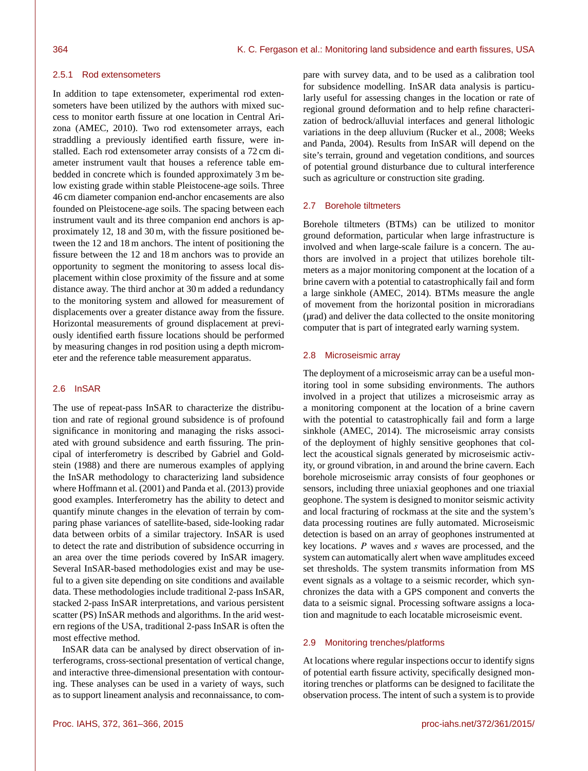### 2.5.1 Rod extensometers

In addition to tape extensometer, experimental rod extensometers have been utilized by the authors with mixed success to monitor earth fissure at one location in Central Arizona (AMEC, 2010). Two rod extensometer arrays, each straddling a previously identified earth fissure, were installed. Each rod extensometer array consists of a 72 cm diameter instrument vault that houses a reference table embedded in concrete which is founded approximately 3 m below existing grade within stable Pleistocene-age soils. Three 46 cm diameter companion end-anchor encasements are also founded on Pleistocene-age soils. The spacing between each instrument vault and its three companion end anchors is approximately 12, 18 and 30 m, with the fissure positioned between the 12 and 18 m anchors. The intent of positioning the fissure between the 12 and 18 m anchors was to provide an opportunity to segment the monitoring to assess local displacement within close proximity of the fissure and at some distance away. The third anchor at 30 m added a redundancy to the monitoring system and allowed for measurement of displacements over a greater distance away from the fissure. Horizontal measurements of ground displacement at previously identified earth fissure locations should be performed by measuring changes in rod position using a depth micrometer and the reference table measurement apparatus.

## 2.6 InSAR

The use of repeat-pass InSAR to characterize the distribution and rate of regional ground subsidence is of profound significance in monitoring and managing the risks associated with ground subsidence and earth fissuring. The principal of interferometry is described by Gabriel and Goldstein (1988) and there are numerous examples of applying the InSAR methodology to characterizing land subsidence where Hoffmann et al. (2001) and Panda et al. (2013) provide good examples. Interferometry has the ability to detect and quantify minute changes in the elevation of terrain by comparing phase variances of satellite-based, side-looking radar data between orbits of a similar trajectory. InSAR is used to detect the rate and distribution of subsidence occurring in an area over the time periods covered by InSAR imagery. Several InSAR-based methodologies exist and may be useful to a given site depending on site conditions and available data. These methodologies include traditional 2-pass InSAR, stacked 2-pass InSAR interpretations, and various persistent scatter (PS) InSAR methods and algorithms. In the arid western regions of the USA, traditional 2-pass InSAR is often the most effective method.

InSAR data can be analysed by direct observation of interferograms, cross-sectional presentation of vertical change, and interactive three-dimensional presentation with contouring. These analyses can be used in a variety of ways, such as to support lineament analysis and reconnaissance, to compare with survey data, and to be used as a calibration tool for subsidence modelling. InSAR data analysis is particularly useful for assessing changes in the location or rate of regional ground deformation and to help refine characterization of bedrock/alluvial interfaces and general lithologic variations in the deep alluvium (Rucker et al., 2008; Weeks and Panda, 2004). Results from InSAR will depend on the site's terrain, ground and vegetation conditions, and sources of potential ground disturbance due to cultural interference such as agriculture or construction site grading.

## 2.7 Borehole tiltmeters

Borehole tiltmeters (BTMs) can be utilized to monitor ground deformation, particular when large infrastructure is involved and when large-scale failure is a concern. The authors are involved in a project that utilizes borehole tiltmeters as a major monitoring component at the location of a brine cavern with a potential to catastrophically fail and form a large sinkhole (AMEC, 2014). BTMs measure the angle of movement from the horizontal position in microradians (µrad) and deliver the data collected to the onsite monitoring computer that is part of integrated early warning system.

## 2.8 Microseismic array

The deployment of a microseismic array can be a useful monitoring tool in some subsiding environments. The authors involved in a project that utilizes a microseismic array as a monitoring component at the location of a brine cavern with the potential to catastrophically fail and form a large sinkhole (AMEC, 2014). The microseismic array consists of the deployment of highly sensitive geophones that collect the acoustical signals generated by microseismic activity, or ground vibration, in and around the brine cavern. Each borehole microseismic array consists of four geophones or sensors, including three uniaxial geophones and one triaxial geophone. The system is designed to monitor seismic activity and local fracturing of rockmass at the site and the system's data processing routines are fully automated. Microseismic detection is based on an array of geophones instrumented at key locations. $P$ waves and $s$ waves are processed, and the system can automatically alert when wave amplitudes exceed set thresholds. The system transmits information from MS event signals as a voltage to a seismic recorder, which synchronizes the data with a GPS component and converts the data to a seismic signal. Processing software assigns a location and magnitude to each locatable microseismic event.

## 2.9 Monitoring trenches/platforms

At locations where regular inspections occur to identify signs of potential earth fissure activity, specifically designed monitoring trenches or platforms can be designed to facilitate the observation process. The intent of such a system is to provide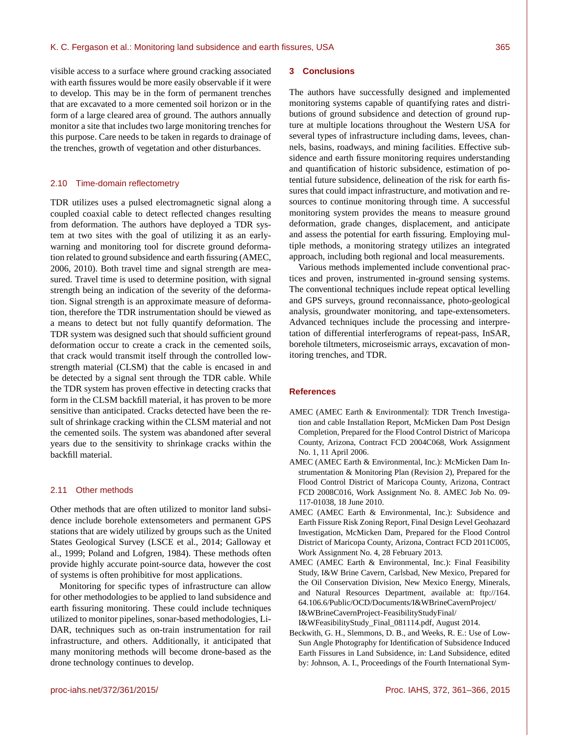visible access to a surface where ground cracking associated with earth fissures would be more easily observable if it were to develop. This may be in the form of permanent trenches that are excavated to a more cemented soil horizon or in the form of a large cleared area of ground. The authors annually monitor a site that includes two large monitoring trenches for this purpose. Care needs to be taken in regards to drainage of the trenches, growth of vegetation and other disturbances.

### 2.10 Time-domain reflectometry

TDR utilizes uses a pulsed electromagnetic signal along a coupled coaxial cable to detect reflected changes resulting from deformation. The authors have deployed a TDR system at two sites with the goal of utilizing it as an early-warning and monitoring tool for discrete ground deformation related to ground subsidence and earth fissuring (AMEC, 2006, 2010). Both travel time and signal strength are measured. Travel time is used to determine position, with signal strength being an indication of the severity of the deformation. Signal strength is an approximate measure of deformation, therefore the TDR instrumentation should be viewed as a means to detect but not fully quantify deformation. The TDR system was designed such that should sufficient ground deformation occur to create a crack in the cemented soils, that crack would transmit itself through the controlled low-strength material (CLSM) that the cable is encased in and be detected by a signal sent through the TDR cable. While the TDR system has proven effective in detecting cracks that form in the CLSM backfill material, it has proven to be more sensitive than anticipated. Cracks detected have been the result of shrinkage cracking within the CLSM material and not the cemented soils. The system was abandoned after several years due to the sensitivity to shrinkage cracks within the backfill material.

### 2.11 Other methods

Other methods that are often utilized to monitor land subsidence include borehole extensometers and permanent GPS stations that are widely utilized by groups such as the United States Geological Survey (LSCE et al., 2014; Galloway et al., 1999; Poland and Lofgren, 1984). These methods often provide highly accurate point-source data, however the cost of systems is often prohibitive for most applications.

Monitoring for specific types of infrastructure can allow for other methodologies to be applied to land subsidence and earth fissuring monitoring. These could include techniques utilized to monitor pipelines, sonar-based methodologies, LiDAR, techniques such as on-train instrumentation for rail infrastructure, and others. Additionally, it anticipated that many monitoring methods will become drone-based as the drone technology continues to develop.

## 3 Conclusions

The authors have successfully designed and implemented monitoring systems capable of quantifying rates and distributions of ground subsidence and detection of ground rupture at multiple locations throughout the Western USA for several types of infrastructure including dams, levees, channels, basins, roadways, and mining facilities. Effective subsidence and earth fissure monitoring requires understanding and quantification of historic subsidence, estimation of potential future subsidence, delineation of the risk for earth fissures that could impact infrastructure, and motivation and resources to continue monitoring through time. A successful monitoring system provides the means to measure ground deformation, grade changes, displacement, and anticipate and assess the potential for earth fissuring. Employing multiple methods, a monitoring strategy utilizes an integrated approach, including both regional and local measurements.

Various methods implemented include conventional practices and proven, instrumented in-ground sensing systems. The conventional techniques include repeat optical levelling and GPS surveys, ground reconnaissance, photo-geological analysis, groundwater monitoring, and tape-extensometers. Advanced techniques include the processing and interpretation of differential interferograms of repeat-pass, InSAR, borehole tiltmeters, microseismic arrays, excavation of monitoring trenches, and TDR.

## References

AMEC (AMEC Earth & Environmental): TDR Trench Investigation and cable Installation Report, McMicken Dam Post Design Completion, Prepared for the Flood Control District of Maricopa County, Arizona, Contract FCD 2004C068, Work Assignment No. 1, 11 April 2006.

AMEC (AMEC Earth & Environmental, Inc.): McMicken Dam Instrumentation & Monitoring Plan (Revision 2), Prepared for the Flood Control District of Maricopa County, Arizona, Contract FCD 2008C016, Work Assignment No. 8. AMEC Job No. 09-117-01038, 18 June 2010.

AMEC (AMEC Earth & Environmental, Inc.): Subsidence and Earth Fissure Risk Zoning Report, Final Design Level Geohazard Investigation, McMicken Dam, Prepared for the Flood Control District of Maricopa County, Arizona, Contract FCD 2011C005, Work Assignment No. 4, 28 February 2013.

AMEC (AMEC Earth & Environmental, Inc.): Final Feasibility Study, I&W Brine Cavern, Carlsbad, New Mexico, Prepared for the Oil Conservation Division, New Mexico Energy, Minerals, and Natural Resources Department, available at: ftp://164.64.106.6/Public/OCD/Documents/I&WBrineCavernProject/I&WBrineCavernProject-FeasibilityStudyFinal/I&WFeasibilityStudy_Final_081114.pdf, August 2014.

Beckwith, G. H., Slemmons, D. B., and Weeks, R. E.: Use of Low-Sun Angle Photography for Identification of Subsidence Induced Earth Fissures in Land Subsidence, in: Land Subsidence, edited by: Johnson, A. I., Proceedings of the Fourth International Sym-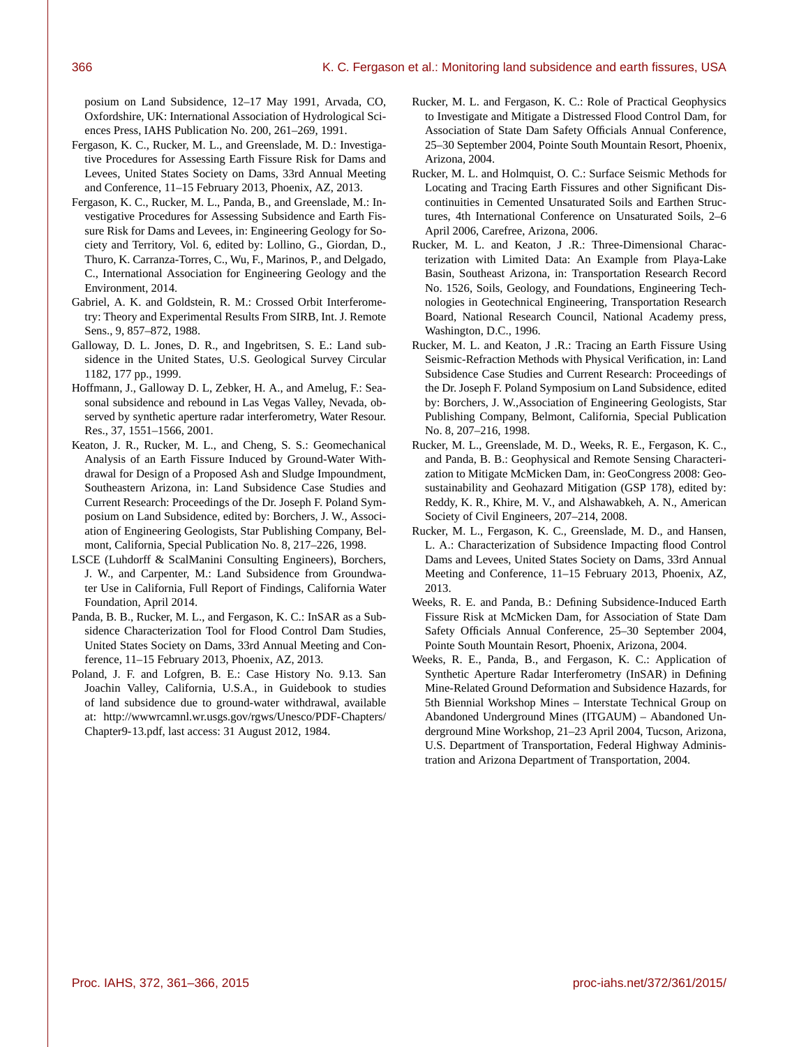posium on Land Subsidence, 12–17 May 1991, Arvada, CO, Oxfordshire, UK: International Association of Hydrological Sciences Press, IAHS Publication No. 200, 261–269, 1991.

Fergason, K. C., Rucker, M. L., and Greenslade, M. D.: Investigative Procedures for Assessing Earth Fissure Risk for Dams and Levees, United States Society on Dams, 33rd Annual Meeting and Conference, 11–15 February 2013, Phoenix, AZ, 2013.

Fergason, K. C., Rucker, M. L., Panda, B., and Greenslade, M.: Investigative Procedures for Assessing Subsidence and Earth Fissure Risk for Dams and Levees, in: Engineering Geology for Society and Territory, Vol. 6, edited by: Lollino, G., Giordan, D., Thuro, K. Carranza-Torres, C., Wu, F., Marinos, P., and Delgado, C., International Association for Engineering Geology and the Environment, 2014.

Gabriel, A. K. and Goldstein, R. M.: Crossed Orbit Interferometry: Theory and Experimental Results From SIRB, Int. J. Remote Sens., 9, 857–872, 1988.

Galloway, D. L. Jones, D. R., and Ingebritsen, S. E.: Land subsidence in the United States, U.S. Geological Survey Circular 1182, 177 pp., 1999.

Hoffmann, J., Galloway D L, Zebker, H. A., and Amelug, F.: Seasonal subsidence and rebound in Las Vegas Valley, Nevada, observed by synthetic aperture radar interferometry, Water Resour. Res., 37, 1551–1566, 2001.

Keaton, J. R., Rucker, M. L., and Cheng, S. S.: Geomechanical Analysis of an Earth Fissure Induced by Ground-Water Withdrawal for Design of a Proposed Ash and Sludge Impoundment, Southeastern Arizona, in: Land Subsidence Case Studies and Current Research: Proceedings of the Dr. Joseph F. Poland Symposium on Land Subsidence, edited by: Borchers, J. W., Association of Engineering Geologists, Star Publishing Company, Belmont, California, Special Publication No. 8, 217–226, 1998.

LSCE (Luhdorff & ScalManini Consulting Engineers), Borchers, J. W., and Carpenter, M.: Land Subsidence from Groundwater Use in California, Full Report of Findings, California Water Foundation, April 2014.

Panda, B. B., Rucker, M. L., and Fergason, K. C.: InSAR as a Subsidence Characterization Tool for Flood Control Dam Studies, United States Society on Dams, 33rd Annual Meeting and Conference, 11–15 February 2013, Phoenix, AZ, 2013.

Poland, J. F. and Lofgren, B. E.: Case History No. 9.13. San Joachin Valley, California, U.S.A., in Guidebook to studies of land subsidence due to ground-water withdrawal, available at: http://wwwrcamnl.wr.usgs.gov/rgws/Unesco/PDF-Chapters/Chapter9-13.pdf, last access: 31 August 2012, 1984.

Rucker, M. L. and Fergason, K. C.: Role of Practical Geophysics to Investigate and Mitigate a Distressed Flood Control Dam, for Association of State Dam Safety Officials Annual Conference, 25–30 September 2004, Pointe South Mountain Resort, Phoenix, Arizona, 2004.

Rucker, M. L. and Holmquist, O. C.: Surface Seismic Methods for Locating and Tracing Earth Fissures and other Significant Discontinuities in Cemented Unsaturated Soils and Earthen Structures, 4th International Conference on Unsaturated Soils, 2–6 April 2006, Carefree, Arizona, 2006.

Rucker, M. L. and Keaton, J .R.: Three-Dimensional Characterization with Limited Data: An Example from Playa-Lake Basin, Southeast Arizona, in: Transportation Research Record No. 1526, Soils, Geology, and Foundations, Engineering Technologies in Geotechnical Engineering, Transportation Research Board, National Research Council, National Academy press, Washington, D.C., 1996.

Rucker, M. L. and Keaton, J .R.: Tracing an Earth Fissure Using Seismic-Refraction Methods with Physical Verification, in: Land Subsidence Case Studies and Current Research: Proceedings of the Dr. Joseph F. Poland Symposium on Land Subsidence, edited by: Borchers, J. W.,Association of Engineering Geologists, Star Publishing Company, Belmont, California, Special Publication No. 8, 207–216, 1998.

Rucker, M. L., Greenslade, M. D., Weeks, R. E., Fergason, K. C., and Panda, B. B.: Geophysical and Remote Sensing Characterization to Mitigate McMicken Dam, in: GeoCongress 2008: Geosustainability and Geohazard Mitigation (GSP 178), edited by: Reddy, K. R., Khire, M. V., and Alshawabkeh, A. N., American Society of Civil Engineers, 207–214, 2008.

Rucker, M. L., Fergason, K. C., Greenslade, M. D., and Hansen, L. A.: Characterization of Subsidence Impacting flood Control Dams and Levees, United States Society on Dams, 33rd Annual Meeting and Conference, 11–15 February 2013, Phoenix, AZ, 2013.

Weeks, R. E. and Panda, B.: Defining Subsidence-Induced Earth Fissure Risk at McMicken Dam, for Association of State Dam Safety Officials Annual Conference, 25–30 September 2004, Pointe South Mountain Resort, Phoenix, Arizona, 2004.

Weeks, R. E., Panda, B., and Fergason, K. C.: Application of Synthetic Aperture Radar Interferometry (InSAR) in Defining Mine-Related Ground Deformation and Subsidence Hazards, for 5th Biennial Workshop Mines – Interstate Technical Group on Abandoned Underground Mines (ITGAUM) – Abandoned Underground Mine Workshop, 21–23 April 2004, Tucson, Arizona, U.S. Department of Transportation, Federal Highway Administration and Arizona Department of Transportation, 2004.